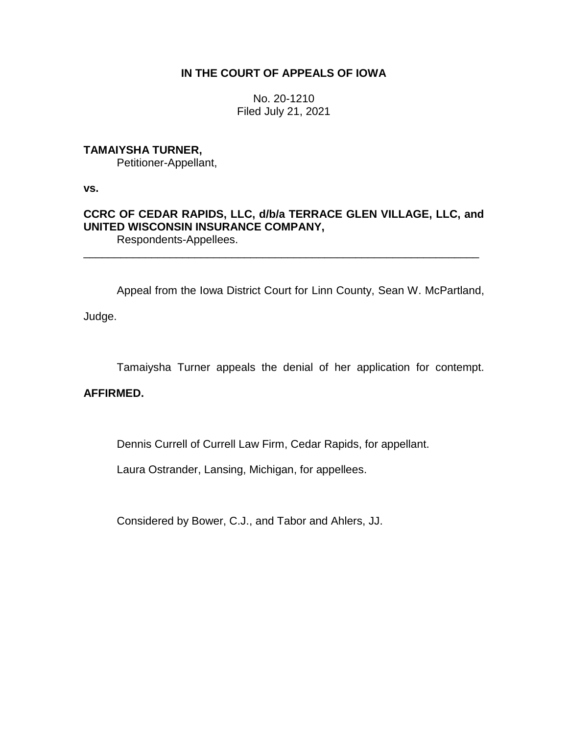**IN THE COURT OF APPEALS OF IOWA**

No. 20-1210
Filed July 21, 2021

**TAMAIYSHA TURNER,**
Petitioner-Appellant,

**vs.**

**CCRC OF CEDAR RAPIDS, LLC, d/b/a TERRACE GLEN VILLAGE, LLC, and UNITED WISCONSIN INSURANCE COMPANY,**
Respondents-Appellees.

---

Appeal from the Iowa District Court for Linn County, Sean W. McPartland, Judge.

Tamaiysha Turner appeals the denial of her application for contempt.

**AFFIRMED.**

Dennis Currell of Currell Law Firm, Cedar Rapids, for appellant.

Laura Ostrander, Lansing, Michigan, for appellees.

Considered by Bower, C.J., and Tabor and Ahlers, JJ.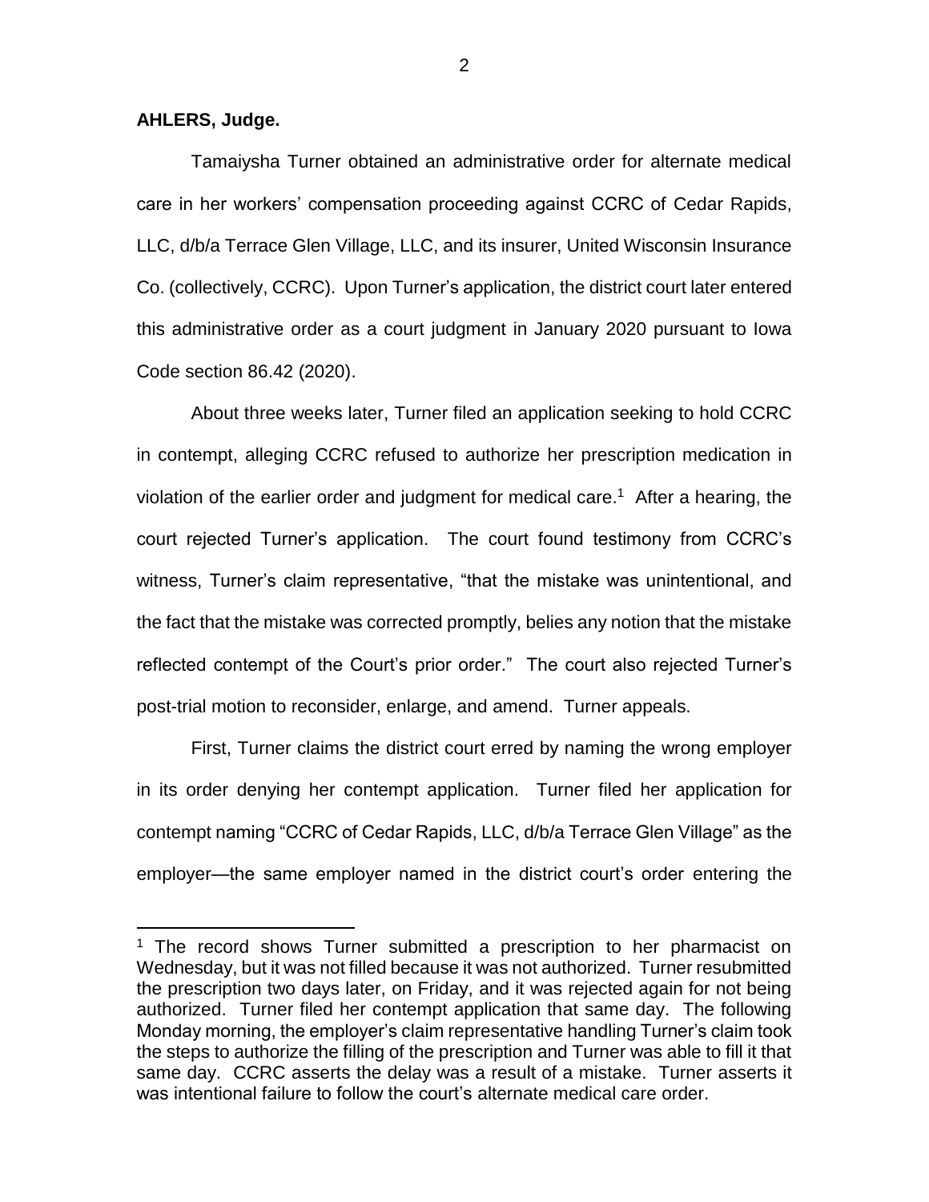**AHLERS, Judge.**

Tamaiysha Turner obtained an administrative order for alternate medical care in her workers' compensation proceeding against CCRC of Cedar Rapids, LLC, d/b/a Terrace Glen Village, LLC, and its insurer, United Wisconsin Insurance Co. (collectively, CCRC). Upon Turner's application, the district court later entered this administrative order as a court judgment in January 2020 pursuant to Iowa Code section 86.42 (2020).

About three weeks later, Turner filed an application seeking to hold CCRC in contempt, alleging CCRC refused to authorize her prescription medication in violation of the earlier order and judgment for medical care.[1] After a hearing, the court rejected Turner's application. The court found testimony from CCRC's witness, Turner's claim representative, "that the mistake was unintentional, and the fact that the mistake was corrected promptly, belies any notion that the mistake reflected contempt of the Court's prior order." The court also rejected Turner's post-trial motion to reconsider, enlarge, and amend. Turner appeals.

First, Turner claims the district court erred by naming the wrong employer in its order denying her contempt application. Turner filed her application for contempt naming "CCRC of Cedar Rapids, LLC, d/b/a Terrace Glen Village" as the employer—the same employer named in the district court's order entering the

---

[1] The record shows Turner submitted a prescription to her pharmacist on Wednesday, but it was not filled because it was not authorized. Turner resubmitted the prescription two days later, on Friday, and it was rejected again for not being authorized. Turner filed her contempt application that same day. The following Monday morning, the employer's claim representative handling Turner's claim took the steps to authorize the filling of the prescription and Turner was able to fill it that same day. CCRC asserts the delay was a result of a mistake. Turner asserts it was intentional failure to follow the court's alternate medical care order.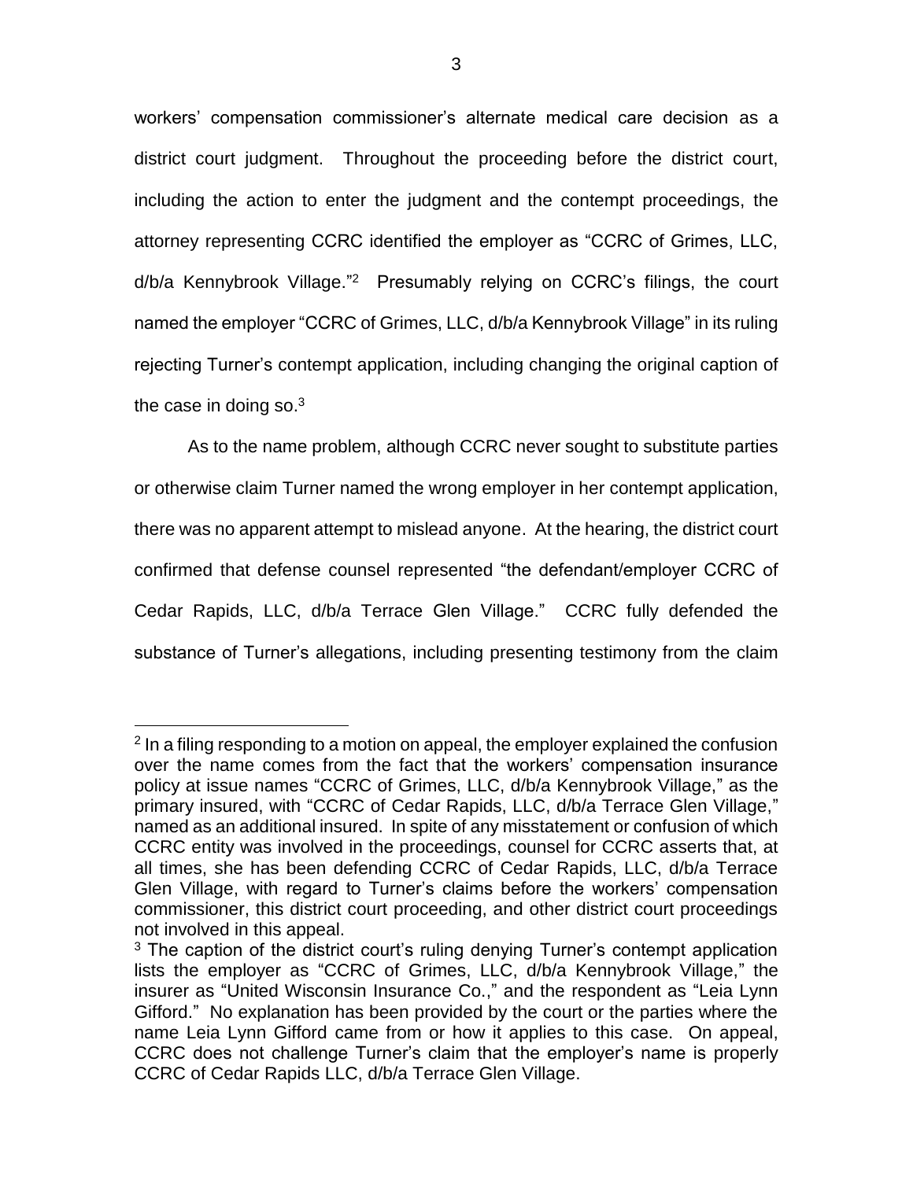workers' compensation commissioner's alternate medical care decision as a district court judgment. Throughout the proceeding before the district court, including the action to enter the judgment and the contempt proceedings, the attorney representing CCRC identified the employer as "CCRC of Grimes, LLC, d/b/a Kennybrook Village."[2] Presumably relying on CCRC's filings, the court named the employer "CCRC of Grimes, LLC, d/b/a Kennybrook Village" in its ruling rejecting Turner's contempt application, including changing the original caption of the case in doing so.[3]

As to the name problem, although CCRC never sought to substitute parties or otherwise claim Turner named the wrong employer in her contempt application, there was no apparent attempt to mislead anyone. At the hearing, the district court confirmed that defense counsel represented "the defendant/employer CCRC of Cedar Rapids, LLC, d/b/a Terrace Glen Village." CCRC fully defended the substance of Turner's allegations, including presenting testimony from the claim

---

[2] In a filing responding to a motion on appeal, the employer explained the confusion over the name comes from the fact that the workers' compensation insurance policy at issue names "CCRC of Grimes, LLC, d/b/a Kennybrook Village," as the primary insured, with "CCRC of Cedar Rapids, LLC, d/b/a Terrace Glen Village," named as an additional insured. In spite of any misstatement or confusion of which CCRC entity was involved in the proceedings, counsel for CCRC asserts that, at all times, she has been defending CCRC of Cedar Rapids, LLC, d/b/a Terrace Glen Village, with regard to Turner's claims before the workers' compensation commissioner, this district court proceeding, and other district court proceedings not involved in this appeal.

[3] The caption of the district court's ruling denying Turner's contempt application lists the employer as "CCRC of Grimes, LLC, d/b/a Kennybrook Village," the insurer as "United Wisconsin Insurance Co.," and the respondent as "Leia Lynn Gifford." No explanation has been provided by the court or the parties where the name Leia Lynn Gifford came from or how it applies to this case. On appeal, CCRC does not challenge Turner's claim that the employer's name is properly CCRC of Cedar Rapids LLC, d/b/a Terrace Glen Village.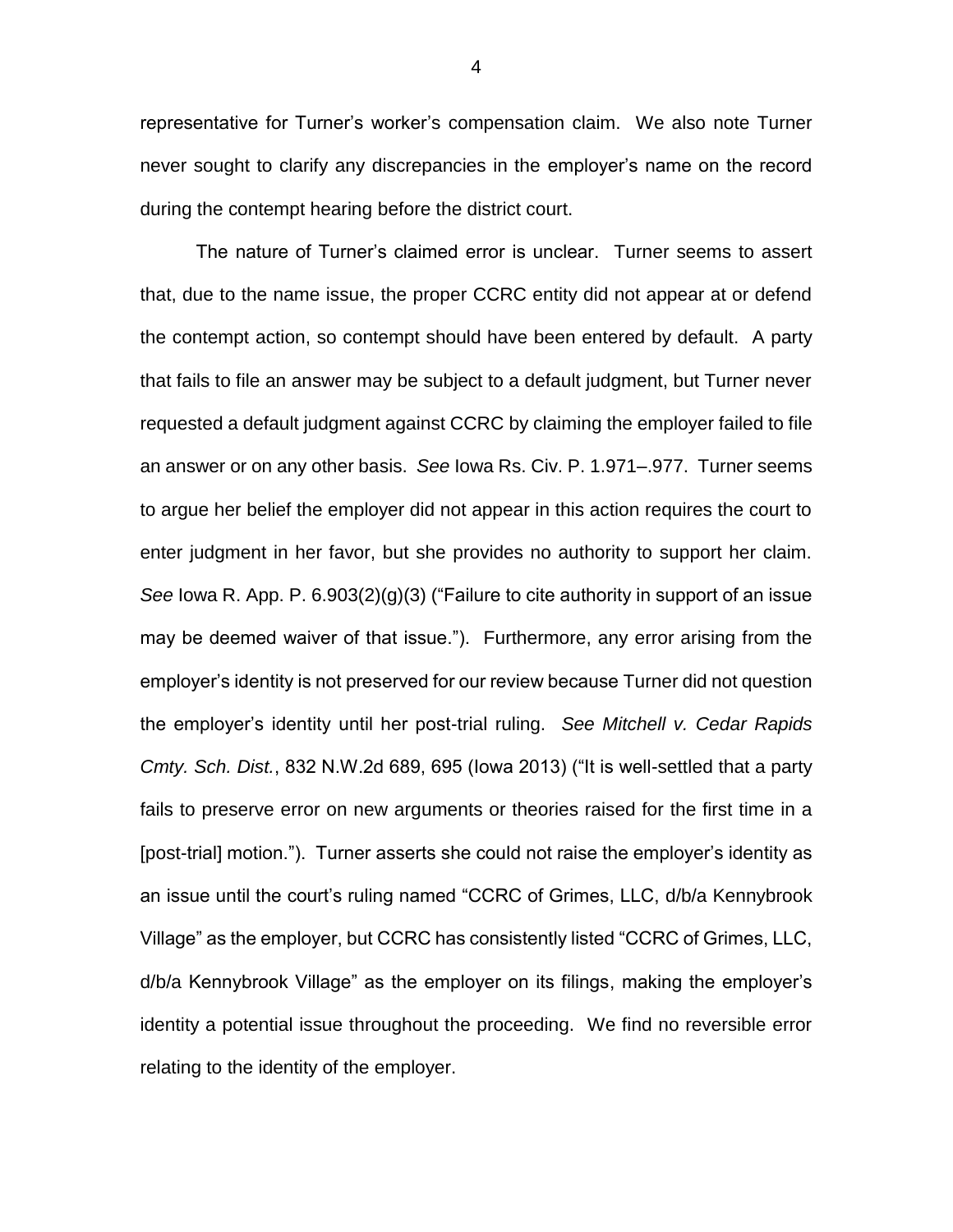representative for Turner's worker's compensation claim. We also note Turner never sought to clarify any discrepancies in the employer's name on the record during the contempt hearing before the district court.

The nature of Turner's claimed error is unclear. Turner seems to assert that, due to the name issue, the proper CCRC entity did not appear at or defend the contempt action, so contempt should have been entered by default. A party that fails to file an answer may be subject to a default judgment, but Turner never requested a default judgment against CCRC by claiming the employer failed to file an answer or on any other basis. *See* Iowa Rs. Civ. P. 1.971–.977. Turner seems to argue her belief the employer did not appear in this action requires the court to enter judgment in her favor, but she provides no authority to support her claim. *See* Iowa R. App. P. 6.903(2)(g)(3) ("Failure to cite authority in support of an issue may be deemed waiver of that issue."). Furthermore, any error arising from the employer's identity is not preserved for our review because Turner did not question the employer's identity until her post-trial ruling. *See Mitchell v. Cedar Rapids Cmty. Sch. Dist.*, 832 N.W.2d 689, 695 (Iowa 2013) ("It is well-settled that a party fails to preserve error on new arguments or theories raised for the first time in a [post-trial] motion."). Turner asserts she could not raise the employer's identity as an issue until the court's ruling named "CCRC of Grimes, LLC, d/b/a Kennybrook Village" as the employer, but CCRC has consistently listed "CCRC of Grimes, LLC, d/b/a Kennybrook Village" as the employer on its filings, making the employer's identity a potential issue throughout the proceeding. We find no reversible error relating to the identity of the employer.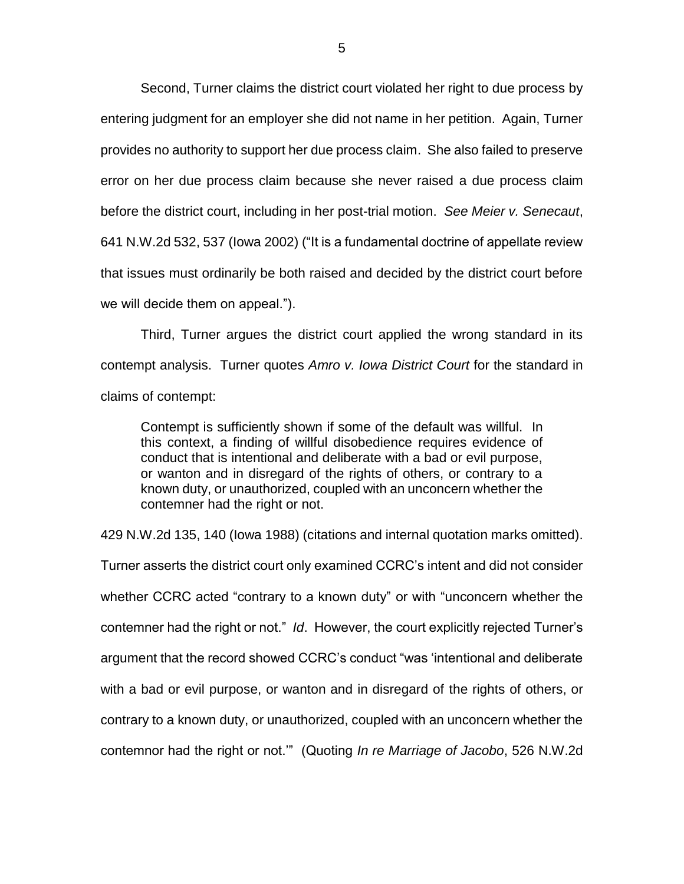Second, Turner claims the district court violated her right to due process by entering judgment for an employer she did not name in her petition. Again, Turner provides no authority to support her due process claim. She also failed to preserve error on her due process claim because she never raised a due process claim before the district court, including in her post-trial motion. *See Meier v. Senecaut*, 641 N.W.2d 532, 537 (Iowa 2002) ("It is a fundamental doctrine of appellate review that issues must ordinarily be both raised and decided by the district court before we will decide them on appeal.").

Third, Turner argues the district court applied the wrong standard in its contempt analysis. Turner quotes *Amro v. Iowa District Court* for the standard in claims of contempt:

> Contempt is sufficiently shown if some of the default was willful. In this context, a finding of willful disobedience requires evidence of conduct that is intentional and deliberate with a bad or evil purpose, or wanton and in disregard of the rights of others, or contrary to a known duty, or unauthorized, coupled with an unconcern whether the contemner had the right or not.

429 N.W.2d 135, 140 (Iowa 1988) (citations and internal quotation marks omitted). Turner asserts the district court only examined CCRC's intent and did not consider whether CCRC acted "contrary to a known duty" or with "unconcern whether the contemner had the right or not." *Id*. However, the court explicitly rejected Turner's argument that the record showed CCRC's conduct "was 'intentional and deliberate with a bad or evil purpose, or wanton and in disregard of the rights of others, or contrary to a known duty, or unauthorized, coupled with an unconcern whether the contemnor had the right or not.'" (Quoting *In re Marriage of Jacobo*, 526 N.W.2d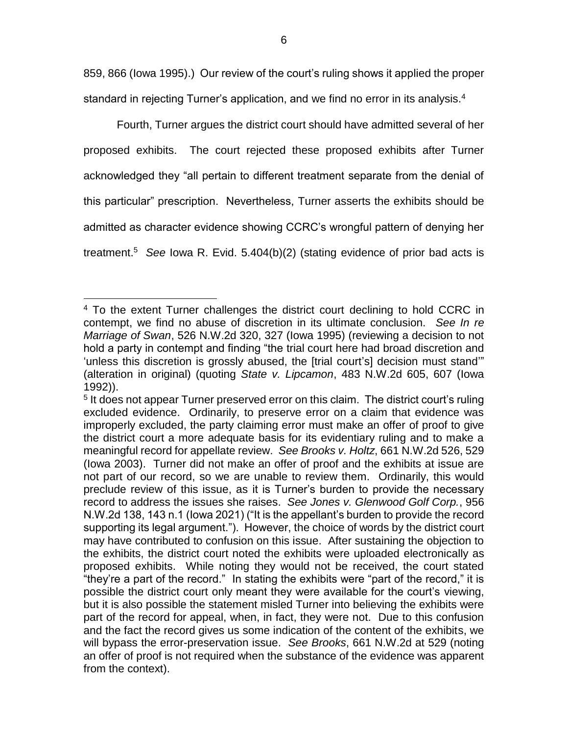859, 866 (Iowa 1995).) Our review of the court's ruling shows it applied the proper standard in rejecting Turner's application, and we find no error in its analysis.[4]

Fourth, Turner argues the district court should have admitted several of her proposed exhibits. The court rejected these proposed exhibits after Turner acknowledged they "all pertain to different treatment separate from the denial of this particular" prescription. Nevertheless, Turner asserts the exhibits should be admitted as character evidence showing CCRC's wrongful pattern of denying her treatment.[5] *See* Iowa R. Evid. 5.404(b)(2) (stating evidence of prior bad acts is

---

[4] To the extent Turner challenges the district court declining to hold CCRC in contempt, we find no abuse of discretion in its ultimate conclusion. *See In re Marriage of Swan*, 526 N.W.2d 320, 327 (Iowa 1995) (reviewing a decision to not hold a party in contempt and finding "the trial court here had broad discretion and 'unless this discretion is grossly abused, the [trial court's] decision must stand'" (alteration in original) (quoting *State v. Lipcamon*, 483 N.W.2d 605, 607 (Iowa 1992)).

[5] It does not appear Turner preserved error on this claim. The district court's ruling excluded evidence. Ordinarily, to preserve error on a claim that evidence was improperly excluded, the party claiming error must make an offer of proof to give the district court a more adequate basis for its evidentiary ruling and to make a meaningful record for appellate review. *See Brooks v. Holtz*, 661 N.W.2d 526, 529 (Iowa 2003). Turner did not make an offer of proof and the exhibits at issue are not part of our record, so we are unable to review them. Ordinarily, this would preclude review of this issue, as it is Turner's burden to provide the necessary record to address the issues she raises. *See Jones v. Glenwood Golf Corp.*, 956 N.W.2d 138, 143 n.1 (Iowa 2021) ("It is the appellant's burden to provide the record supporting its legal argument."). However, the choice of words by the district court may have contributed to confusion on this issue. After sustaining the objection to the exhibits, the district court noted the exhibits were uploaded electronically as proposed exhibits. While noting they would not be received, the court stated "they're a part of the record." In stating the exhibits were "part of the record," it is possible the district court only meant they were available for the court's viewing, but it is also possible the statement misled Turner into believing the exhibits were part of the record for appeal, when, in fact, they were not. Due to this confusion and the fact the record gives us some indication of the content of the exhibits, we will bypass the error-preservation issue. *See Brooks*, 661 N.W.2d at 529 (noting an offer of proof is not required when the substance of the evidence was apparent from the context).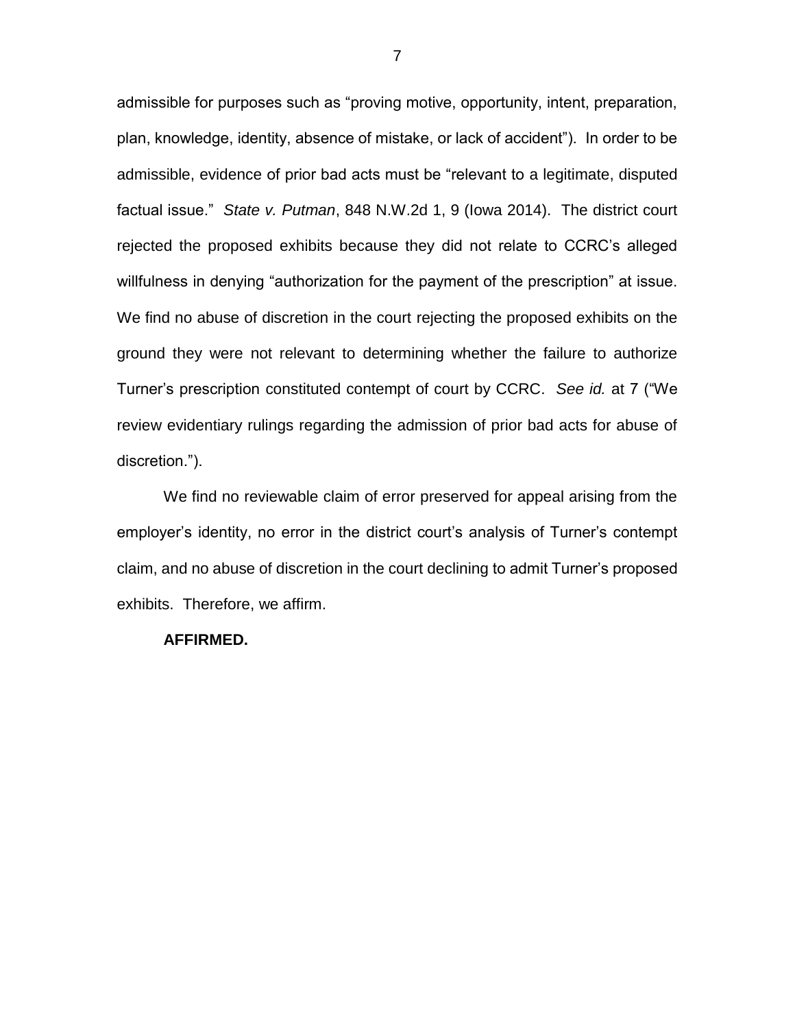admissible for purposes such as "proving motive, opportunity, intent, preparation, plan, knowledge, identity, absence of mistake, or lack of accident"). In order to be admissible, evidence of prior bad acts must be "relevant to a legitimate, disputed factual issue." *State v. Putman*, 848 N.W.2d 1, 9 (Iowa 2014). The district court rejected the proposed exhibits because they did not relate to CCRC's alleged willfulness in denying "authorization for the payment of the prescription" at issue. We find no abuse of discretion in the court rejecting the proposed exhibits on the ground they were not relevant to determining whether the failure to authorize Turner's prescription constituted contempt of court by CCRC. *See id.* at 7 ("We review evidentiary rulings regarding the admission of prior bad acts for abuse of discretion.").

We find no reviewable claim of error preserved for appeal arising from the employer's identity, no error in the district court's analysis of Turner's contempt claim, and no abuse of discretion in the court declining to admit Turner's proposed exhibits. Therefore, we affirm.

**AFFIRMED.**